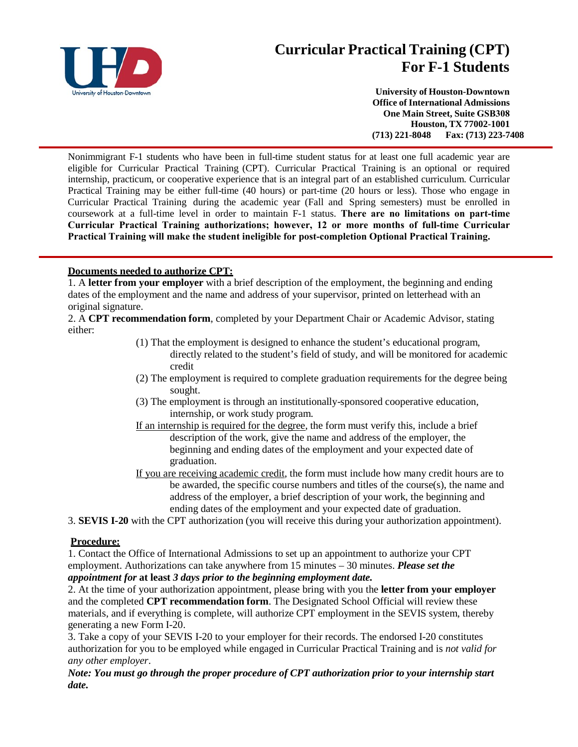# Curricular Practical Training (CPT) For F-1 Students

**University of Houston-Downtown**
**Office of International Admissions**
**One Main Street, Suite GSB308**
**Houston, TX 77002-1001**
**(713) 221-8048 Fax: (713) 223-7408**

Nonimmigrant F-1 students who have been in full-time student status for at least one full academic year are eligible for Curricular Practical Training (CPT). Curricular Practical Training is an optional or required internship, practicum, or cooperative experience that is an integral part of an established curriculum. Curricular Practical Training may be either full-time (40 hours) or part-time (20 hours or less). Those who engage in Curricular Practical Training during the academic year (Fall and Spring semesters) must be enrolled in coursework at a full-time level in order to maintain F-1 status. **There are no limitations on part-time Curricular Practical Training authorizations; however, 12 or more months of full-time Curricular Practical Training will make the student ineligible for post-completion Optional Practical Training.**

## Documents needed to authorize CPT:

1. A **letter from your employer** with a brief description of the employment, the beginning and ending dates of the employment and the name and address of your supervisor, printed on letterhead with an original signature.
2. A **CPT recommendation form**, completed by your Department Chair or Academic Advisor, stating either:
   - (1) That the employment is designed to enhance the student's educational program, directly related to the student's field of study, and will be monitored for academic credit
   - (2) The employment is required to complete graduation requirements for the degree being sought.
   - (3) The employment is through an institutionally-sponsored cooperative education, internship, or work study program.

   If an internship is required for the degree, the form must verify this, include a brief description of the work, give the name and address of the employer, the beginning and ending dates of the employment and your expected date of graduation.

   If you are receiving academic credit, the form must include how many credit hours are to be awarded, the specific course numbers and titles of the course(s), the name and address of the employer, a brief description of your work, the beginning and ending dates of the employment and your expected date of graduation.
3. **SEVIS I-20** with the CPT authorization (you will receive this during your authorization appointment).

## Procedure:

1. Contact the Office of International Admissions to set up an appointment to authorize your CPT employment. Authorizations can take anywhere from 15 minutes – 30 minutes. ***Please set the appointment for* at least *3 days prior to the beginning employment date.***
2. At the time of your authorization appointment, please bring with you the **letter from your employer** and the completed **CPT recommendation form**. The Designated School Official will review these materials, and if everything is complete, will authorize CPT employment in the SEVIS system, thereby generating a new Form I-20.
3. Take a copy of your SEVIS I-20 to your employer for their records. The endorsed I-20 constitutes authorization for you to be employed while engaged in Curricular Practical Training and is *not valid for any other employer*.

***Note: You must go through the proper procedure of CPT authorization prior to your internship start date.***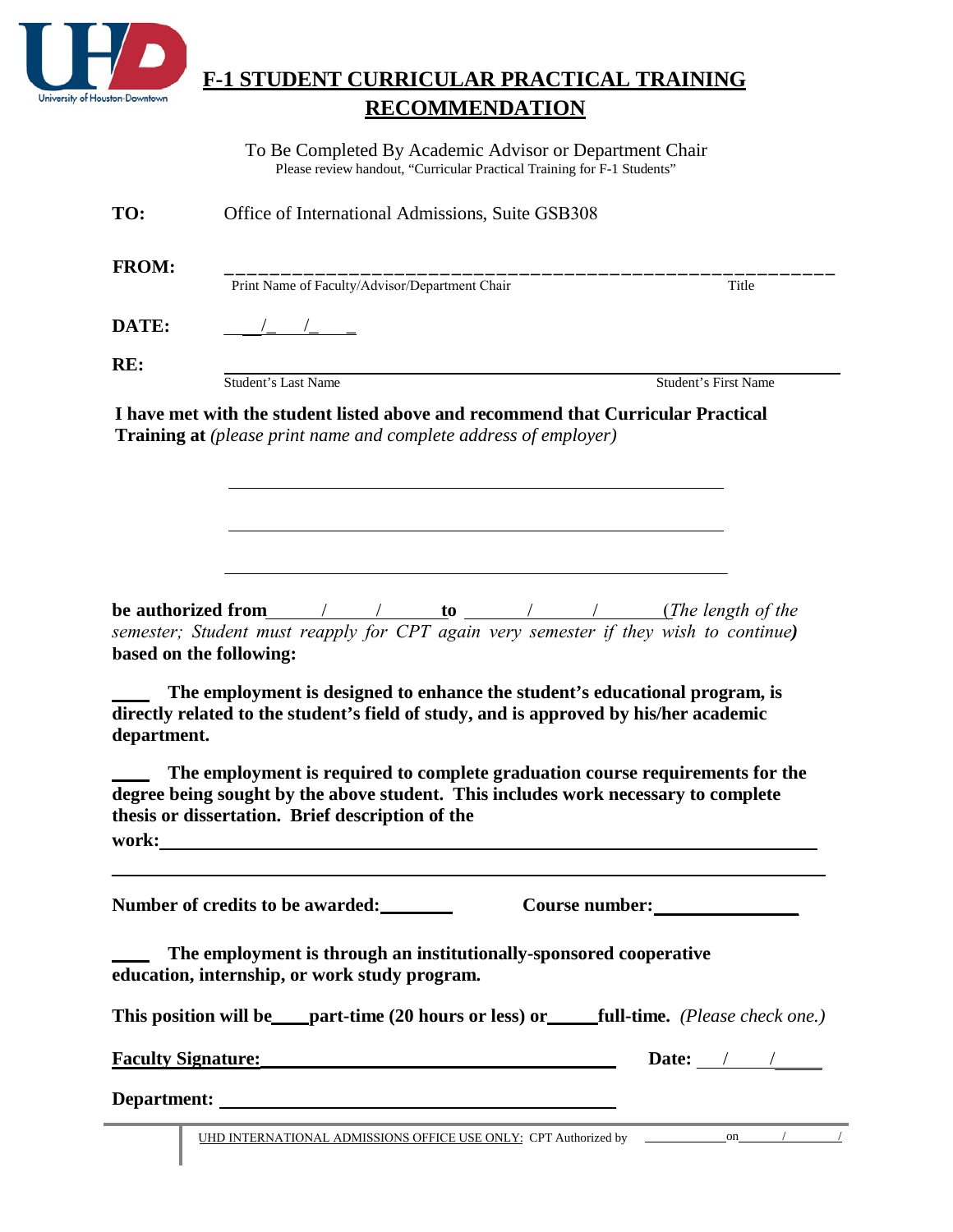# F-1 STUDENT CURRICULAR PRACTICAL TRAINING RECOMMENDATION

To Be Completed By Academic Advisor or Department Chair

Please review handout, "Curricular Practical Training for F-1 Students"

**TO:** Office of International Admissions, Suite GSB308

**FROM:** ______________________________________________________

Print Name of Faculty/Advisor/Department Chair                    Title

**DATE:** ___/___/___

**RE:** ______________________________________________________

Student's Last Name                    Student's First Name

**I have met with the student listed above and recommend that Curricular Practical Training at** *(please print name and complete address of employer)*

______________________________________________________

______________________________________________________

______________________________________________________

**be authorized from** ____/____/____ **to** ____/____/____ (*The length of the semester; Student must reapply for CPT again very semester if they wish to continue***)** **based on the following:**

____ **The employment is designed to enhance the student's educational program, is directly related to the student's field of study, and is approved by his/her academic department.**

____ **The employment is required to complete graduation course requirements for the degree being sought by the above student. This includes work necessary to complete thesis or dissertation. Brief description of the work:**______________________________________________________

______________________________________________________

**Number of credits to be awarded:**________ **Course number:**______________

____ **The employment is through an institutionally-sponsored cooperative education, internship, or work study program.**

**This position will be**____**part-time (20 hours or less) or**_____**full-time.** *(Please check one.)*

**Faculty Signature:**______________________________________ **Date:** ___/___/___

**Department:** ______________________________________

UHD INTERNATIONAL ADMISSIONS OFFICE USE ONLY: CPT Authorized by ____________ on ____/____/____